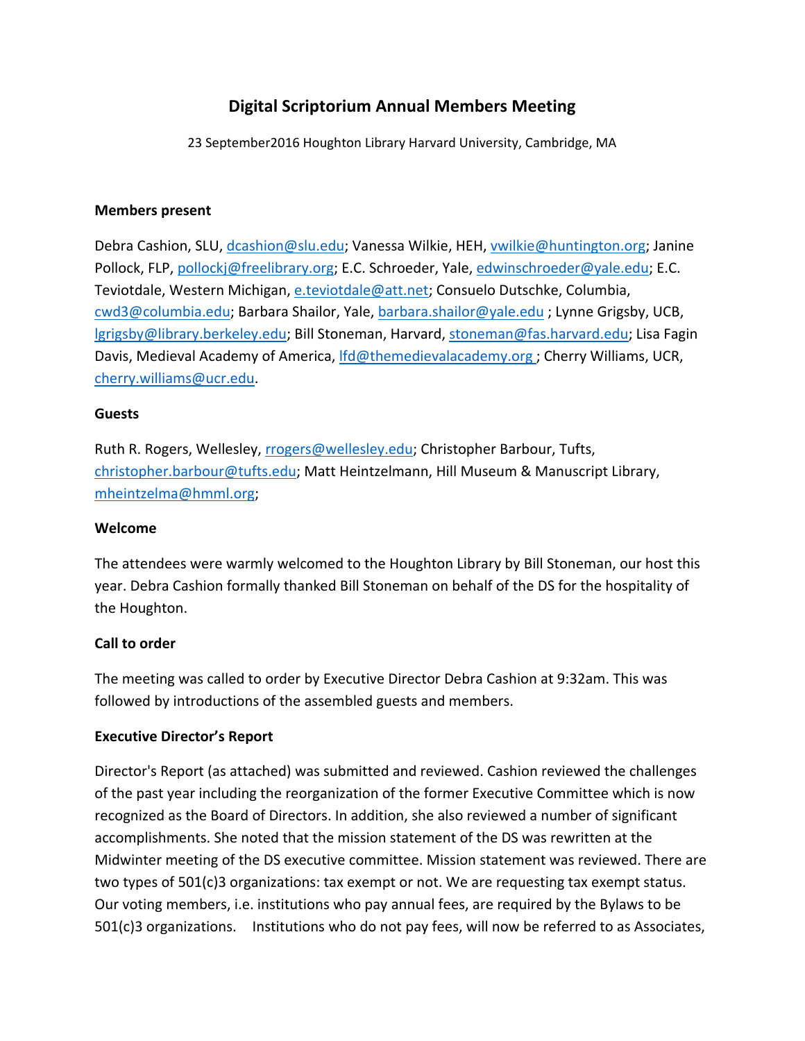# Digital Scriptorium Annual Members Meeting

23 September2016 Houghton Library Harvard University, Cambridge, MA

**Members present**

Debra Cashion, SLU, dcashion@slu.edu; Vanessa Wilkie, HEH, vwilkie@huntington.org; Janine Pollock, FLP, pollockj@freelibrary.org; E.C. Schroeder, Yale, edwinschroeder@yale.edu; E.C. Teviotdale, Western Michigan, e.teviotdale@att.net; Consuelo Dutschke, Columbia, cwd3@columbia.edu; Barbara Shailor, Yale, barbara.shailor@yale.edu ; Lynne Grigsby, UCB, lgrigsby@library.berkeley.edu; Bill Stoneman, Harvard, stoneman@fas.harvard.edu; Lisa Fagin Davis, Medieval Academy of America, lfd@themedievalacademy.org ; Cherry Williams, UCR, cherry.williams@ucr.edu.

**Guests**

Ruth R. Rogers, Wellesley, rrogers@wellesley.edu; Christopher Barbour, Tufts, christopher.barbour@tufts.edu; Matt Heintzelmann, Hill Museum & Manuscript Library, mheintzelma@hmml.org;

**Welcome**

The attendees were warmly welcomed to the Houghton Library by Bill Stoneman, our host this year. Debra Cashion formally thanked Bill Stoneman on behalf of the DS for the hospitality of the Houghton.

**Call to order**

The meeting was called to order by Executive Director Debra Cashion at 9:32am. This was followed by introductions of the assembled guests and members.

**Executive Director's Report**

Director's Report (as attached) was submitted and reviewed. Cashion reviewed the challenges of the past year including the reorganization of the former Executive Committee which is now recognized as the Board of Directors. In addition, she also reviewed a number of significant accomplishments. She noted that the mission statement of the DS was rewritten at the Midwinter meeting of the DS executive committee. Mission statement was reviewed. There are two types of 501(c)3 organizations: tax exempt or not. We are requesting tax exempt status. Our voting members, i.e. institutions who pay annual fees, are required by the Bylaws to be 501(c)3 organizations.   Institutions who do not pay fees, will now be referred to as Associates,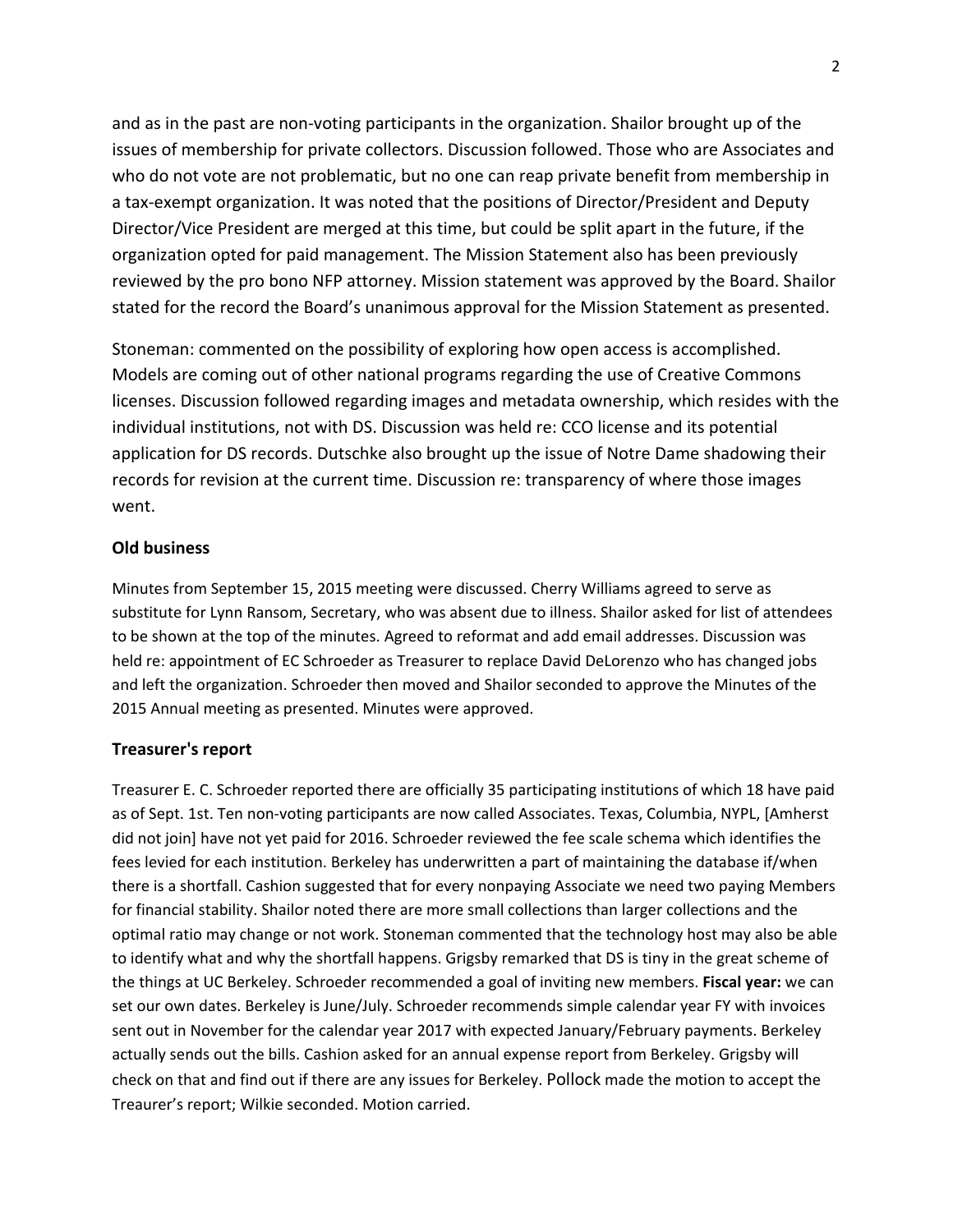and as in the past are non-voting participants in the organization. Shailor brought up of the issues of membership for private collectors. Discussion followed. Those who are Associates and who do not vote are not problematic, but no one can reap private benefit from membership in a tax-exempt organization. It was noted that the positions of Director/President and Deputy Director/Vice President are merged at this time, but could be split apart in the future, if the organization opted for paid management. The Mission Statement also has been previously reviewed by the pro bono NFP attorney. Mission statement was approved by the Board. Shailor stated for the record the Board's unanimous approval for the Mission Statement as presented.

Stoneman: commented on the possibility of exploring how open access is accomplished. Models are coming out of other national programs regarding the use of Creative Commons licenses. Discussion followed regarding images and metadata ownership, which resides with the individual institutions, not with DS. Discussion was held re: CCO license and its potential application for DS records. Dutschke also brought up the issue of Notre Dame shadowing their records for revision at the current time. Discussion re: transparency of where those images went.

**Old business**

Minutes from September 15, 2015 meeting were discussed. Cherry Williams agreed to serve as substitute for Lynn Ransom, Secretary, who was absent due to illness. Shailor asked for list of attendees to be shown at the top of the minutes. Agreed to reformat and add email addresses. Discussion was held re: appointment of EC Schroeder as Treasurer to replace David DeLorenzo who has changed jobs and left the organization. Schroeder then moved and Shailor seconded to approve the Minutes of the 2015 Annual meeting as presented. Minutes were approved.

**Treasurer's report**

Treasurer E. C. Schroeder reported there are officially 35 participating institutions of which 18 have paid as of Sept. 1st. Ten non-voting participants are now called Associates. Texas, Columbia, NYPL, [Amherst did not join] have not yet paid for 2016. Schroeder reviewed the fee scale schema which identifies the fees levied for each institution. Berkeley has underwritten a part of maintaining the database if/when there is a shortfall. Cashion suggested that for every nonpaying Associate we need two paying Members for financial stability. Shailor noted there are more small collections than larger collections and the optimal ratio may change or not work. Stoneman commented that the technology host may also be able to identify what and why the shortfall happens. Grigsby remarked that DS is tiny in the great scheme of the things at UC Berkeley. Schroeder recommended a goal of inviting new members. **Fiscal year:** we can set our own dates. Berkeley is June/July. Schroeder recommends simple calendar year FY with invoices sent out in November for the calendar year 2017 with expected January/February payments. Berkeley actually sends out the bills. Cashion asked for an annual expense report from Berkeley. Grigsby will check on that and find out if there are any issues for Berkeley. Pollock made the motion to accept the Treaurer's report; Wilkie seconded. Motion carried.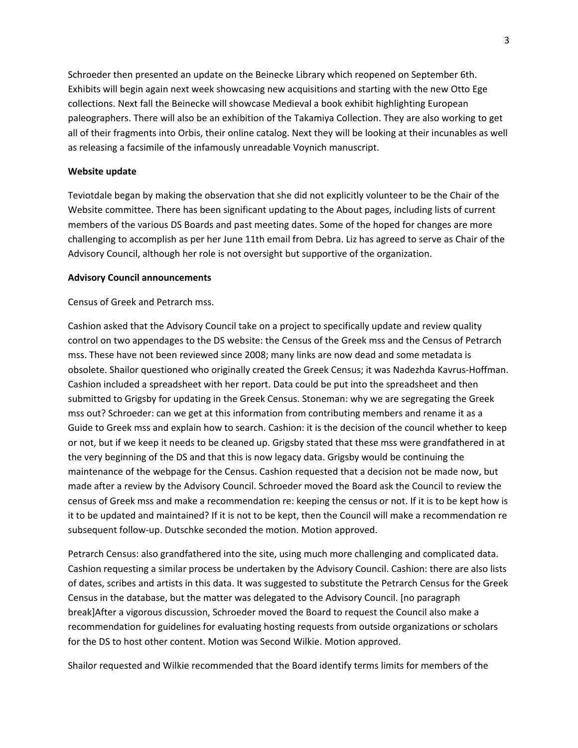Schroeder then presented an update on the Beinecke Library which reopened on September 6th. Exhibits will begin again next week showcasing new acquisitions and starting with the new Otto Ege collections. Next fall the Beinecke will showcase Medieval a book exhibit highlighting European paleographers. There will also be an exhibition of the Takamiya Collection. They are also working to get all of their fragments into Orbis, their online catalog. Next they will be looking at their incunables as well as releasing a facsimile of the infamously unreadable Voynich manuscript.

**Website update**

Teviotdale began by making the observation that she did not explicitly volunteer to be the Chair of the Website committee. There has been significant updating to the About pages, including lists of current members of the various DS Boards and past meeting dates. Some of the hoped for changes are more challenging to accomplish as per her June 11th email from Debra. Liz has agreed to serve as Chair of the Advisory Council, although her role is not oversight but supportive of the organization.

**Advisory Council announcements**

Census of Greek and Petrarch mss.

Cashion asked that the Advisory Council take on a project to specifically update and review quality control on two appendages to the DS website: the Census of the Greek mss and the Census of Petrarch mss. These have not been reviewed since 2008; many links are now dead and some metadata is obsolete. Shailor questioned who originally created the Greek Census; it was Nadezhda Kavrus-Hoffman. Cashion included a spreadsheet with her report. Data could be put into the spreadsheet and then submitted to Grigsby for updating in the Greek Census. Stoneman: why we are segregating the Greek mss out? Schroeder: can we get at this information from contributing members and rename it as a Guide to Greek mss and explain how to search. Cashion: it is the decision of the council whether to keep or not, but if we keep it needs to be cleaned up. Grigsby stated that these mss were grandfathered in at the very beginning of the DS and that this is now legacy data. Grigsby would be continuing the maintenance of the webpage for the Census. Cashion requested that a decision not be made now, but made after a review by the Advisory Council. Schroeder moved the Board ask the Council to review the census of Greek mss and make a recommendation re: keeping the census or not. If it is to be kept how is it to be updated and maintained? If it is not to be kept, then the Council will make a recommendation re subsequent follow-up. Dutschke seconded the motion. Motion approved.

Petrarch Census: also grandfathered into the site, using much more challenging and complicated data. Cashion requesting a similar process be undertaken by the Advisory Council. Cashion: there are also lists of dates, scribes and artists in this data. It was suggested to substitute the Petrarch Census for the Greek Census in the database, but the matter was delegated to the Advisory Council. [no paragraph break]After a vigorous discussion, Schroeder moved the Board to request the Council also make a recommendation for guidelines for evaluating hosting requests from outside organizations or scholars for the DS to host other content. Motion was Second Wilkie. Motion approved.

Shailor requested and Wilkie recommended that the Board identify terms limits for members of the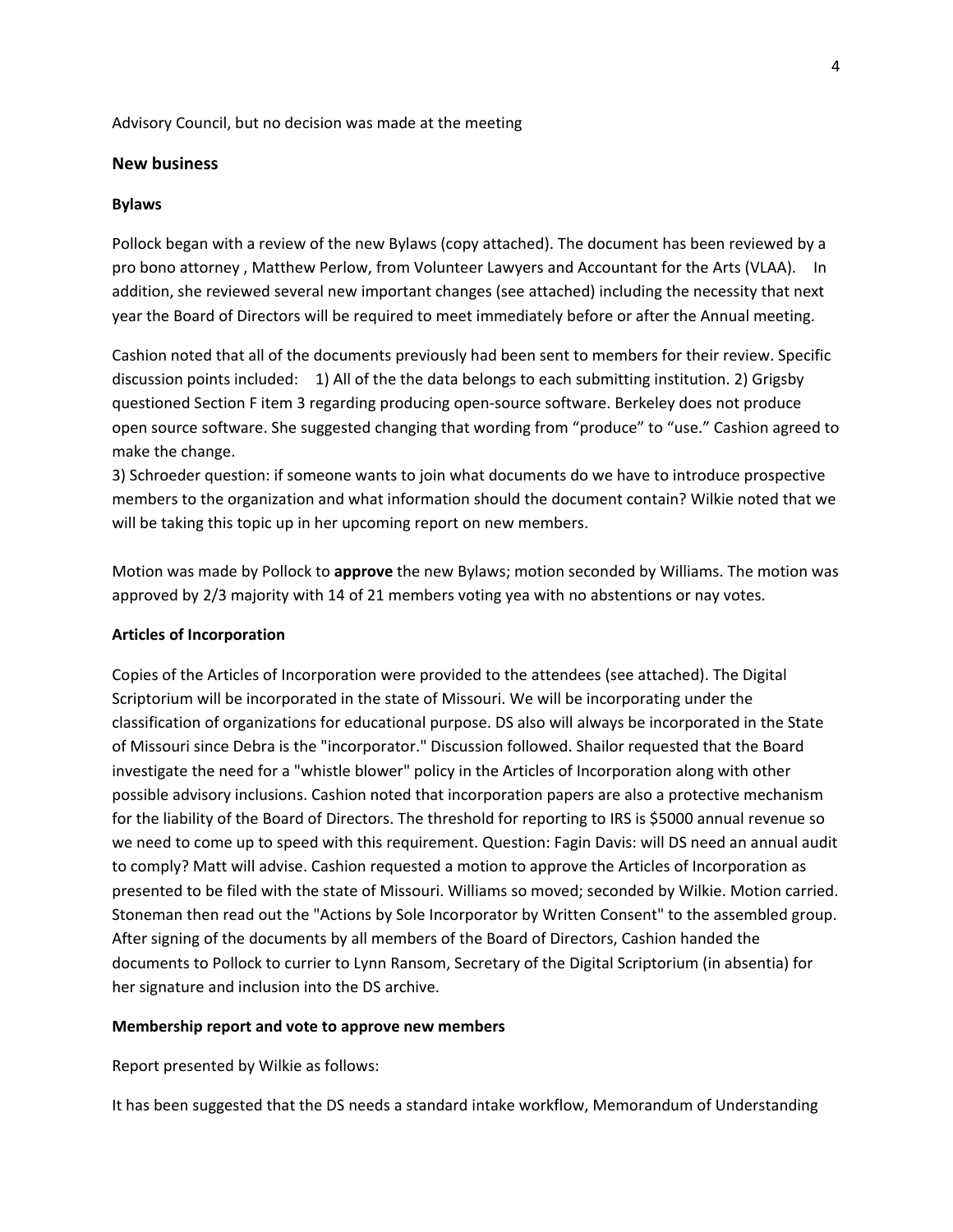Advisory Council, but no decision was made at the meeting

## New business

### Bylaws

Pollock began with a review of the new Bylaws (copy attached). The document has been reviewed by a pro bono attorney , Matthew Perlow, from Volunteer Lawyers and Accountant for the Arts (VLAA). In addition, she reviewed several new important changes (see attached) including the necessity that next year the Board of Directors will be required to meet immediately before or after the Annual meeting.

Cashion noted that all of the documents previously had been sent to members for their review. Specific discussion points included: 1) All of the the data belongs to each submitting institution. 2) Grigsby questioned Section F item 3 regarding producing open-source software. Berkeley does not produce open source software. She suggested changing that wording from "produce" to "use." Cashion agreed to make the change.
3) Schroeder question: if someone wants to join what documents do we have to introduce prospective members to the organization and what information should the document contain? Wilkie noted that we will be taking this topic up in her upcoming report on new members.

Motion was made by Pollock to **approve** the new Bylaws; motion seconded by Williams. The motion was approved by 2/3 majority with 14 of 21 members voting yea with no abstentions or nay votes.

### Articles of Incorporation

Copies of the Articles of Incorporation were provided to the attendees (see attached). The Digital Scriptorium will be incorporated in the state of Missouri. We will be incorporating under the classification of organizations for educational purpose. DS also will always be incorporated in the State of Missouri since Debra is the "incorporator." Discussion followed. Shailor requested that the Board investigate the need for a "whistle blower" policy in the Articles of Incorporation along with other possible advisory inclusions. Cashion noted that incorporation papers are also a protective mechanism for the liability of the Board of Directors. The threshold for reporting to IRS is $5000 annual revenue so we need to come up to speed with this requirement. Question: Fagin Davis: will DS need an annual audit to comply? Matt will advise. Cashion requested a motion to approve the Articles of Incorporation as presented to be filed with the state of Missouri. Williams so moved; seconded by Wilkie. Motion carried. Stoneman then read out the "Actions by Sole Incorporator by Written Consent" to the assembled group. After signing of the documents by all members of the Board of Directors, Cashion handed the documents to Pollock to currier to Lynn Ransom, Secretary of the Digital Scriptorium (in absentia) for her signature and inclusion into the DS archive.

### Membership report and vote to approve new members

Report presented by Wilkie as follows:

It has been suggested that the DS needs a standard intake workflow, Memorandum of Understanding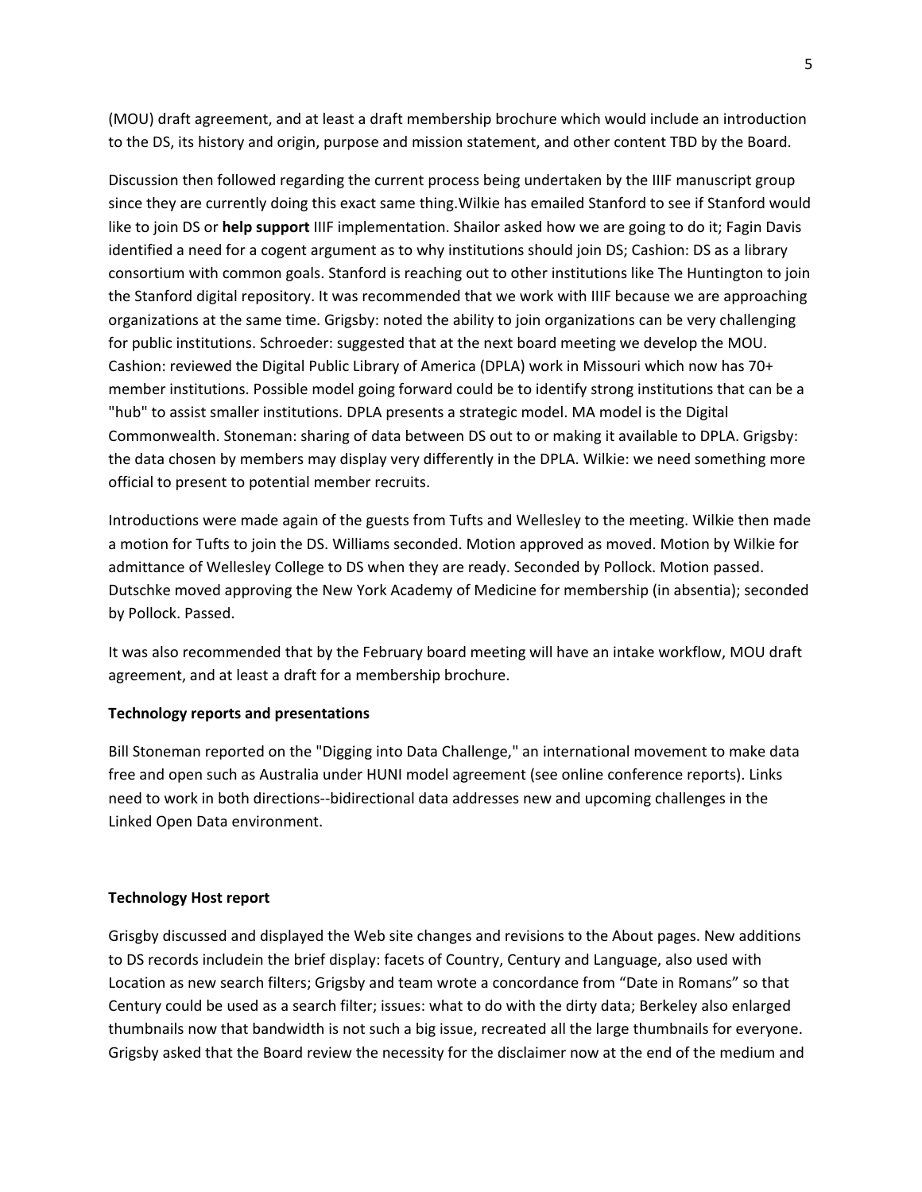(MOU) draft agreement, and at least a draft membership brochure which would include an introduction to the DS, its history and origin, purpose and mission statement, and other content TBD by the Board.

Discussion then followed regarding the current process being undertaken by the IIIF manuscript group since they are currently doing this exact same thing.Wilkie has emailed Stanford to see if Stanford would like to join DS or **help support** IIIF implementation. Shailor asked how we are going to do it; Fagin Davis identified a need for a cogent argument as to why institutions should join DS; Cashion: DS as a library consortium with common goals. Stanford is reaching out to other institutions like The Huntington to join the Stanford digital repository. It was recommended that we work with IIIF because we are approaching organizations at the same time. Grigsby: noted the ability to join organizations can be very challenging for public institutions. Schroeder: suggested that at the next board meeting we develop the MOU. Cashion: reviewed the Digital Public Library of America (DPLA) work in Missouri which now has 70+ member institutions. Possible model going forward could be to identify strong institutions that can be a "hub" to assist smaller institutions. DPLA presents a strategic model. MA model is the Digital Commonwealth. Stoneman: sharing of data between DS out to or making it available to DPLA. Grigsby: the data chosen by members may display very differently in the DPLA. Wilkie: we need something more official to present to potential member recruits.

Introductions were made again of the guests from Tufts and Wellesley to the meeting. Wilkie then made a motion for Tufts to join the DS. Williams seconded. Motion approved as moved. Motion by Wilkie for admittance of Wellesley College to DS when they are ready. Seconded by Pollock. Motion passed. Dutschke moved approving the New York Academy of Medicine for membership (in absentia); seconded by Pollock. Passed.

It was also recommended that by the February board meeting will have an intake workflow, MOU draft agreement, and at least a draft for a membership brochure.

**Technology reports and presentations**

Bill Stoneman reported on the "Digging into Data Challenge," an international movement to make data free and open such as Australia under HUNI model agreement (see online conference reports). Links need to work in both directions--bidirectional data addresses new and upcoming challenges in the Linked Open Data environment.

**Technology Host report**

Grigsby discussed and displayed the Web site changes and revisions to the About pages. New additions to DS records includein the brief display: facets of Country, Century and Language, also used with Location as new search filters; Grigsby and team wrote a concordance from “Date in Romans” so that Century could be used as a search filter; issues: what to do with the dirty data; Berkeley also enlarged thumbnails now that bandwidth is not such a big issue, recreated all the large thumbnails for everyone. Grigsby asked that the Board review the necessity for the disclaimer now at the end of the medium and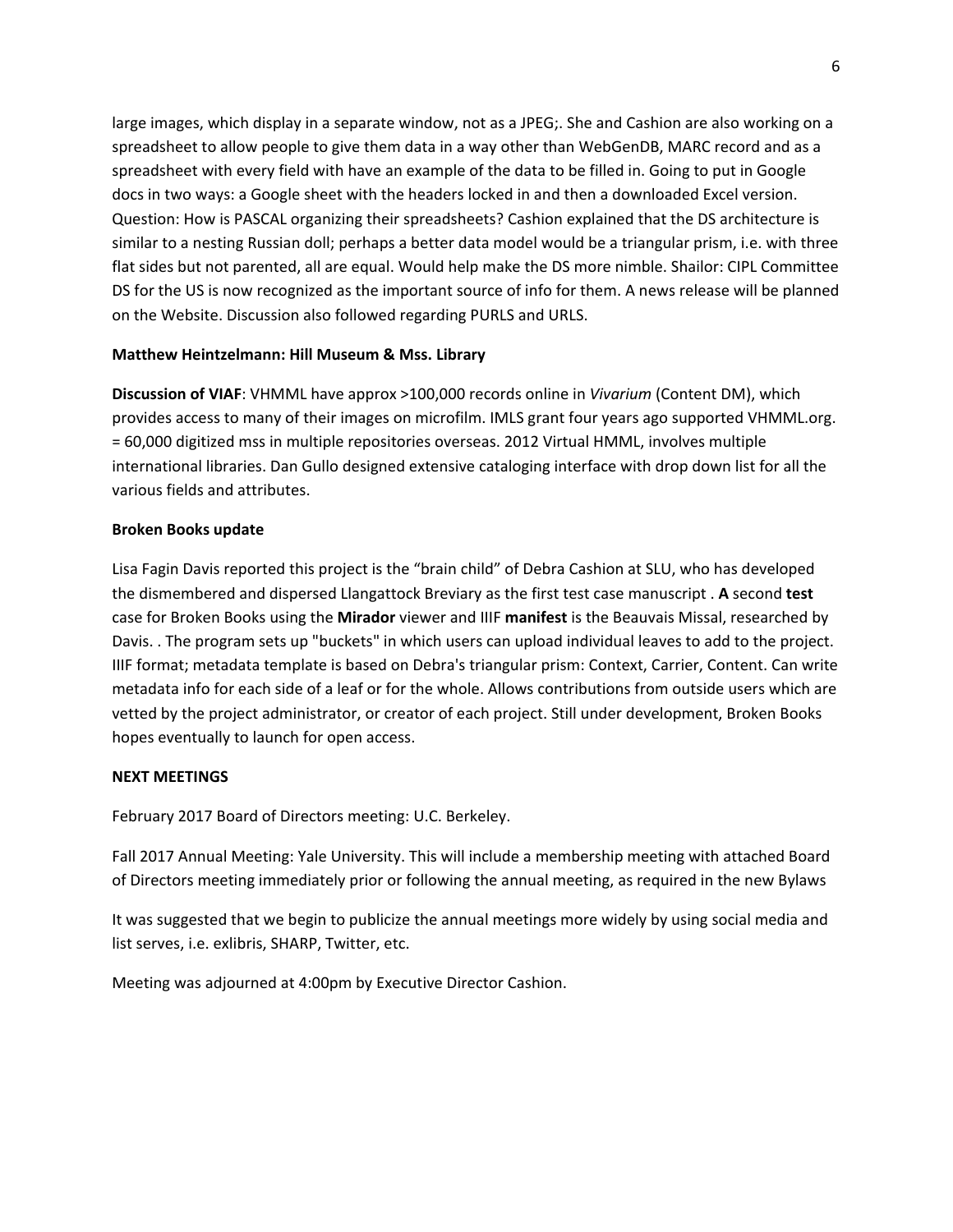large images, which display in a separate window, not as a JPEG;. She and Cashion are also working on a spreadsheet to allow people to give them data in a way other than WebGenDB, MARC record and as a spreadsheet with every field with have an example of the data to be filled in. Going to put in Google docs in two ways: a Google sheet with the headers locked in and then a downloaded Excel version. Question: How is PASCAL organizing their spreadsheets? Cashion explained that the DS architecture is similar to a nesting Russian doll; perhaps a better data model would be a triangular prism, i.e. with three flat sides but not parented, all are equal. Would help make the DS more nimble. Shailor: CIPL Committee DS for the US is now recognized as the important source of info for them. A news release will be planned on the Website. Discussion also followed regarding PURLS and URLS.

**Matthew Heintzelmann: Hill Museum & Mss. Library**

**Discussion of VIAF**: VHMML have approx >100,000 records online in *Vivarium* (Content DM), which provides access to many of their images on microfilm. IMLS grant four years ago supported VHMML.org. = 60,000 digitized mss in multiple repositories overseas. 2012 Virtual HMML, involves multiple international libraries. Dan Gullo designed extensive cataloging interface with drop down list for all the various fields and attributes.

**Broken Books update**

Lisa Fagin Davis reported this project is the "brain child" of Debra Cashion at SLU, who has developed the dismembered and dispersed Llangattock Breviary as the first test case manuscript . **A** second **test** case for Broken Books using the **Mirador** viewer and IIIF **manifest** is the Beauvais Missal, researched by Davis. . The program sets up "buckets" in which users can upload individual leaves to add to the project. IIIF format; metadata template is based on Debra's triangular prism: Context, Carrier, Content. Can write metadata info for each side of a leaf or for the whole. Allows contributions from outside users which are vetted by the project administrator, or creator of each project. Still under development, Broken Books hopes eventually to launch for open access.

**NEXT MEETINGS**

February 2017 Board of Directors meeting: U.C. Berkeley.

Fall 2017 Annual Meeting: Yale University. This will include a membership meeting with attached Board of Directors meeting immediately prior or following the annual meeting, as required in the new Bylaws

It was suggested that we begin to publicize the annual meetings more widely by using social media and list serves, i.e. exlibris, SHARP, Twitter, etc.

Meeting was adjourned at 4:00pm by Executive Director Cashion.